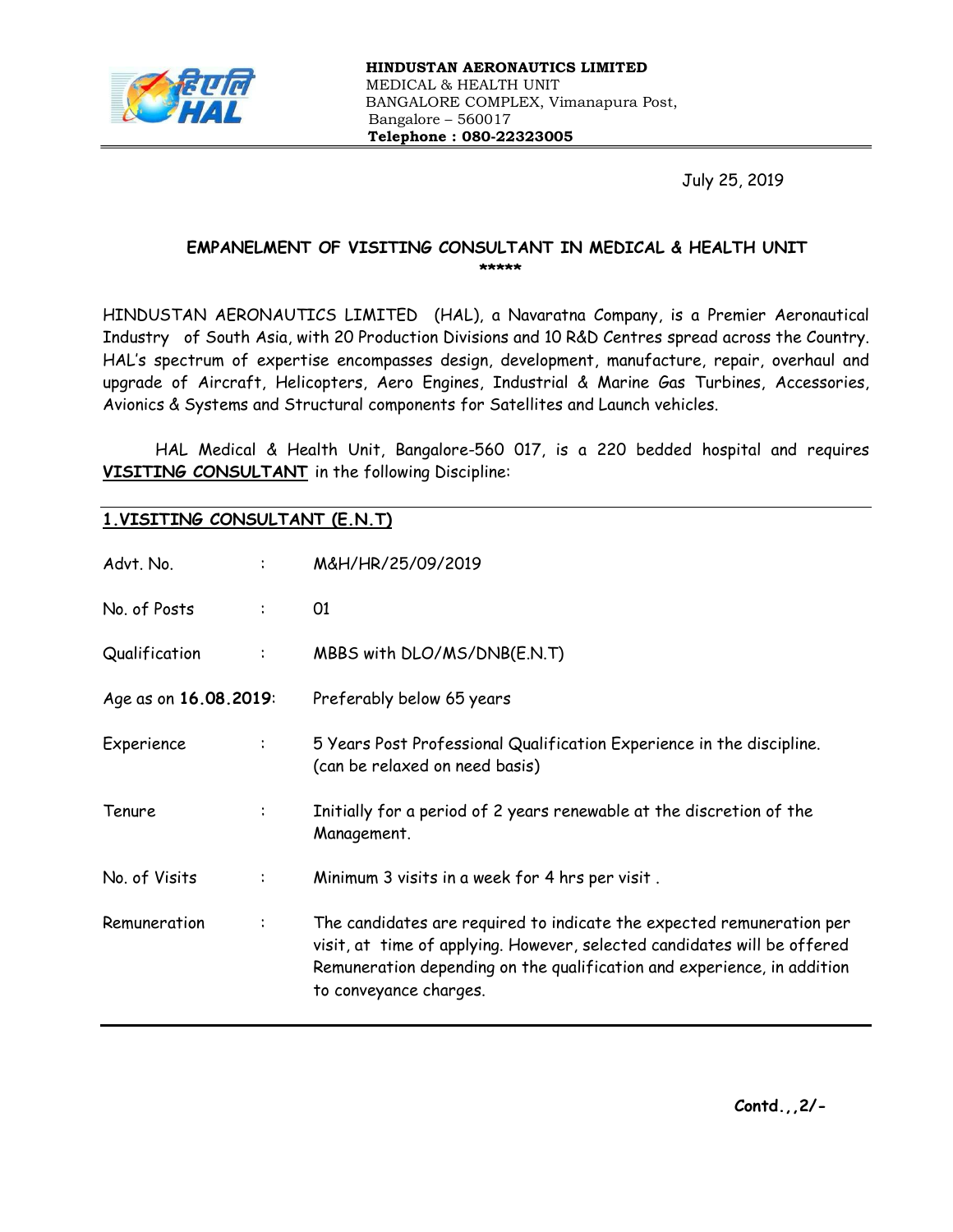**HINDUSTAN AERONAUTICS LIMITED**
MEDICAL & HEALTH UNIT
BANGALORE COMPLEX, Vimanapura Post,
Bangalore – 560017
**Telephone : 080-22323005**

July 25, 2019

## EMPANELMENT OF VISITING CONSULTANT IN MEDICAL & HEALTH UNIT

*****

HINDUSTAN AERONAUTICS LIMITED (HAL), a Navaratna Company, is a Premier Aeronautical Industry of South Asia, with 20 Production Divisions and 10 R&D Centres spread across the Country. HAL's spectrum of expertise encompasses design, development, manufacture, repair, overhaul and upgrade of Aircraft, Helicopters, Aero Engines, Industrial & Marine Gas Turbines, Accessories, Avionics & Systems and Structural components for Satellites and Launch vehicles.

HAL Medical & Health Unit, Bangalore-560 017, is a 220 bedded hospital and requires **VISITING CONSULTANT** in the following Discipline:

### 1.VISITING CONSULTANT (E.N.T)

| | | |
|---|---|---|
| Advt. No. | : | M&H/HR/25/09/2019 |
| No. of Posts | : | 01 |
| Qualification | : | MBBS with DLO/MS/DNB(E.N.T) |
| Age as on **16.08.2019** | : | Preferably below 65 years |
| Experience | : | 5 Years Post Professional Qualification Experience in the discipline. (can be relaxed on need basis) |
| Tenure | : | Initially for a period of 2 years renewable at the discretion of the Management. |
| No. of Visits | : | Minimum 3 visits in a week for 4 hrs per visit . |
| Remuneration | : | The candidates are required to indicate the expected remuneration per visit, at time of applying. However, selected candidates will be offered Remuneration depending on the qualification and experience, in addition to conveyance charges. |

**Contd..,2/-**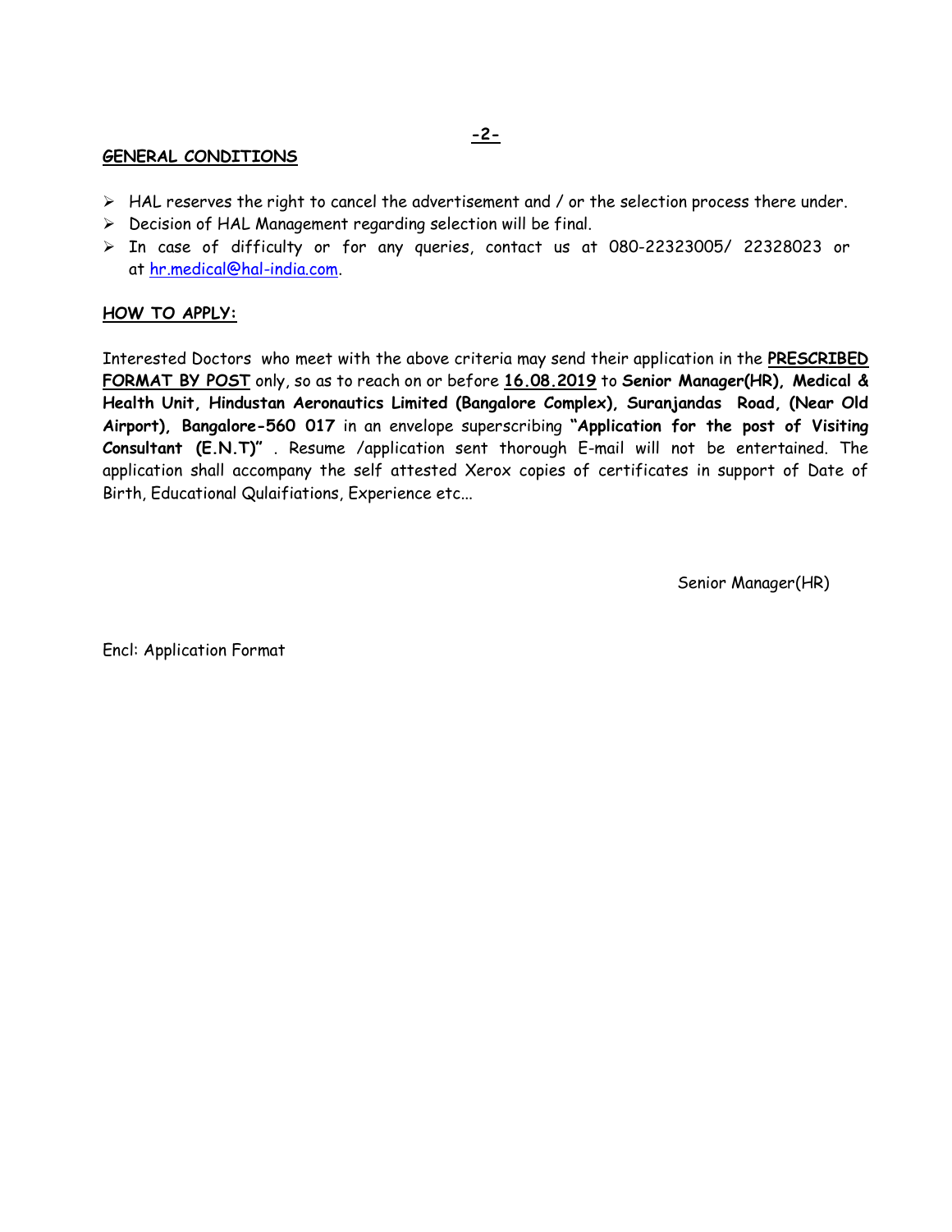## GENERAL CONDITIONS

- HAL reserves the right to cancel the advertisement and / or the selection process there under.
- Decision of HAL Management regarding selection will be final.
- In case of difficulty or for any queries, contact us at 080-22323005/ 22328023 or at hr.medical@hal-india.com.

## HOW TO APPLY:

Interested Doctors who meet with the above criteria may send their application in the **PRESCRIBED FORMAT BY POST** only, so as to reach on or before **16.08.2019** to **Senior Manager(HR), Medical & Health Unit, Hindustan Aeronautics Limited (Bangalore Complex), Suranjandas Road, (Near Old Airport), Bangalore-560 017** in an envelope superscribing **"Application for the post of Visiting Consultant (E.N.T)"** . Resume /application sent thorough E-mail will not be entertained. The application shall accompany the self attested Xerox copies of certificates in support of Date of Birth, Educational Qulaifiations, Experience etc...

Senior Manager(HR)

Encl: Application Format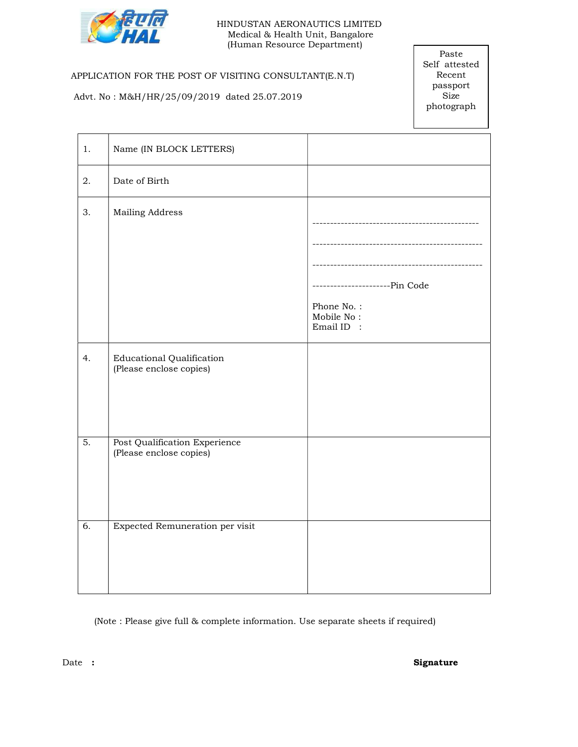HINDUSTAN AERONAUTICS LIMITED
Medical & Health Unit, Bangalore
(Human Resource Department)

Paste Self attested Recent passport Size photograph

APPLICATION FOR THE POST OF VISITING CONSULTANT(E.N.T)

Advt. No : M&H/HR/25/09/2019 dated 25.07.2019

| | | |
|---|---|---|
| 1. | Name (IN BLOCK LETTERS) | |
| 2. | Date of Birth | |
| 3. | Mailing Address | ------------------------------------------------<br>------------------------------------------------<br>------------------------------------------------<br>----------------------Pin Code<br><br>Phone No. :<br>Mobile No :<br>Email ID : |
| 4. | Educational Qualification (Please enclose copies) | |
| 5. | Post Qualification Experience (Please enclose copies) | |
| 6. | Expected Remuneration per visit | |

(Note : Please give full & complete information. Use separate sheets if required)

Date :

**Signature**